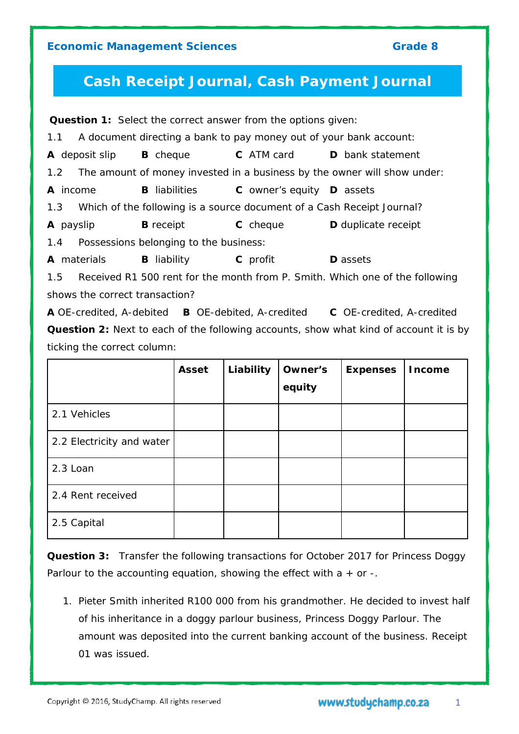**Economic Management Sciences** **Grade 8**

# Cash Receipt Journal, Cash Payment Journal

**Question 1:** Select the correct answer from the options given:

1.1 A document directing a bank to pay money out of your bank account:

**A** deposit slip **B** cheque **C** ATM card **D** bank statement

1.2 The amount of money invested in a business by the owner will show under:

**A** income **B** liabilities **C** owner's equity **D** assets

1.3 Which of the following is a source document of a Cash Receipt Journal?

**A** payslip **B** receipt **C** cheque **D** duplicate receipt

1.4 Possessions belonging to the business:

**A** materials **B** liability **C** profit **D** assets

1.5 Received R1 500 rent for the month from P. Smith. Which one of the following shows the correct transaction?

**A** OE-credited, A-debited **B** OE-debited, A-credited **C** OE-credited, A-credited

**Question 2:** Next to each of the following accounts, show what kind of account it is by ticking the correct column:

| | **Asset** | **Liability** | **Owner's equity** | **Expenses** | **Income** |
|---|---|---|---|---|---|
| 2.1 Vehicles | | | | | |
| 2.2 Electricity and water | | | | | |
| 2.3 Loan | | | | | |
| 2.4 Rent received | | | | | |
| 2.5 Capital | | | | | |

**Question 3:** Transfer the following transactions for October 2017 for Princess Doggy Parlour to the accounting equation, showing the effect with a + or -.

1. Pieter Smith inherited R100 000 from his grandmother. He decided to invest half of his inheritance in a doggy parlour business, Princess Doggy Parlour. The amount was deposited into the current banking account of the business. Receipt 01 was issued.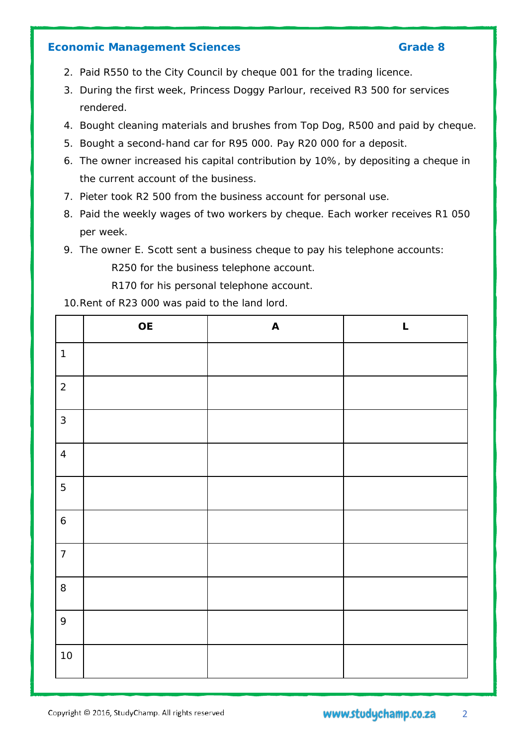2. Paid R550 to the City Council by cheque 001 for the trading licence.
3. During the first week, Princess Doggy Parlour, received R3 500 for services rendered.
4. Bought cleaning materials and brushes from Top Dog, R500 and paid by cheque.
5. Bought a second-hand car for R95 000. Pay R20 000 for a deposit.
6. The owner increased his capital contribution by 10%, by depositing a cheque in the current account of the business.
7. Pieter took R2 500 from the business account for personal use.
8. Paid the weekly wages of two workers by cheque. Each worker receives R1 050 per week.
9. The owner E. Scott sent a business cheque to pay his telephone accounts:

    R250 for the business telephone account.

    R170 for his personal telephone account.
10. Rent of R23 000 was paid to the land lord.

| | OE | A | L |
|---|---|---|---|
| 1 | | | |
| 2 | | | |
| 3 | | | |
| 4 | | | |
| 5 | | | |
| 6 | | | |
| 7 | | | |
| 8 | | | |
| 9 | | | |
| 10 | | | |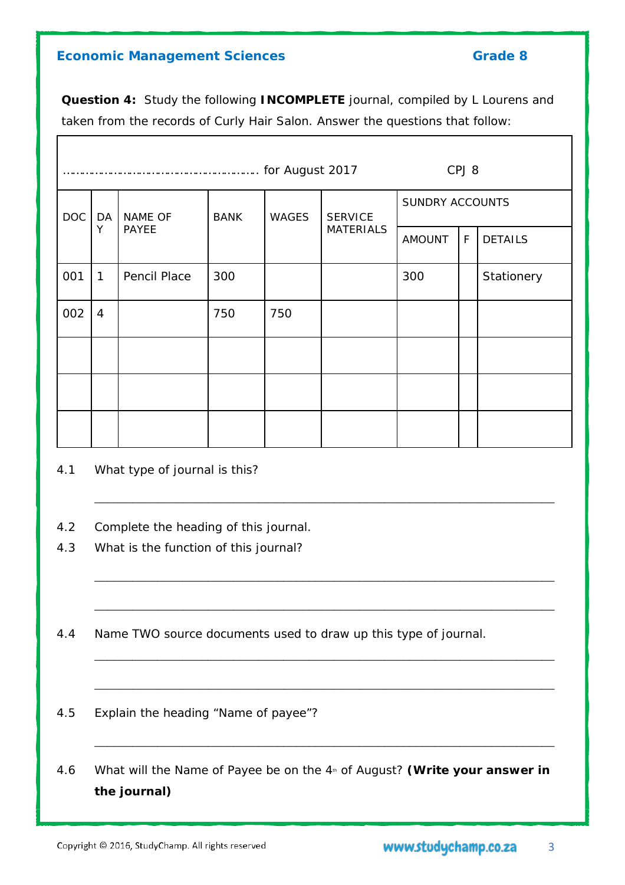**Economic Management Sciences** **Grade 8**

**Question 4:** Study the following **INCOMPLETE** journal, compiled by L Lourens and taken from the records of Curly Hair Salon. Answer the questions that follow:

| ……………………………………………… for August 2017 | | | | | | CPJ 8 | | |
|---|---|---|---|---|---|---|---|---|
| DOC | DAY | NAME OF PAYEE | BANK | WAGES | SERVICE MATERIALS | SUNDRY ACCOUNTS | | |
| | | | | | | AMOUNT | F | DETAILS |
| 001 | 1 | Pencil Place | 300 | | | 300 | | Stationery |
| 002 | 4 | | 750 | 750 | | | | |
| | | | | | | | | |
| | | | | | | | | |
| | | | | | | | | |

4.1 What type of journal is this?

_______________________________________________________________

4.2 Complete the heading of this journal.

4.3 What is the function of this journal?

_______________________________________________________________

_______________________________________________________________

4.4 Name TWO source documents used to draw up this type of journal.

_______________________________________________________________

_______________________________________________________________

4.5 Explain the heading "Name of payee"?

_______________________________________________________________

4.6 What will the Name of Payee be on the 4th of August? **(Write your answer in the journal)**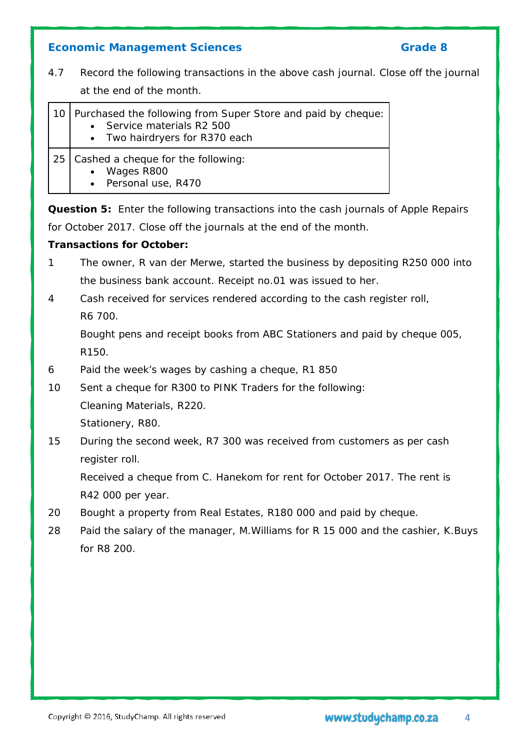4.7 Record the following transactions in the above cash journal. Close off the journal at the end of the month.

| | |
|---|---|
| 10 | Purchased the following from Super Store and paid by cheque:<br>• Service materials R2 500<br>• Two hairdryers for R370 each |
| 25 | Cashed a cheque for the following:<br>• Wages R800<br>• Personal use, R470 |

**Question 5:** Enter the following transactions into the cash journals of Apple Repairs for October 2017. Close off the journals at the end of the month.

**Transactions for October:**

1 The owner, R van der Merwe, started the business by depositing R250 000 into the business bank account. Receipt no.01 was issued to her.

4 Cash received for services rendered according to the cash register roll, R6 700.

Bought pens and receipt books from ABC Stationers and paid by cheque 005, R150.

6 Paid the week's wages by cashing a cheque, R1 850

10 Sent a cheque for R300 to PINK Traders for the following:

Cleaning Materials, R220.

Stationery, R80.

15 During the second week, R7 300 was received from customers as per cash register roll.

Received a cheque from C. Hanekom for rent for October 2017. The rent is R42 000 per year.

20 Bought a property from Real Estates, R180 000 and paid by cheque.

28 Paid the salary of the manager, M.Williams for R 15 000 and the cashier, K.Buys for R8 200.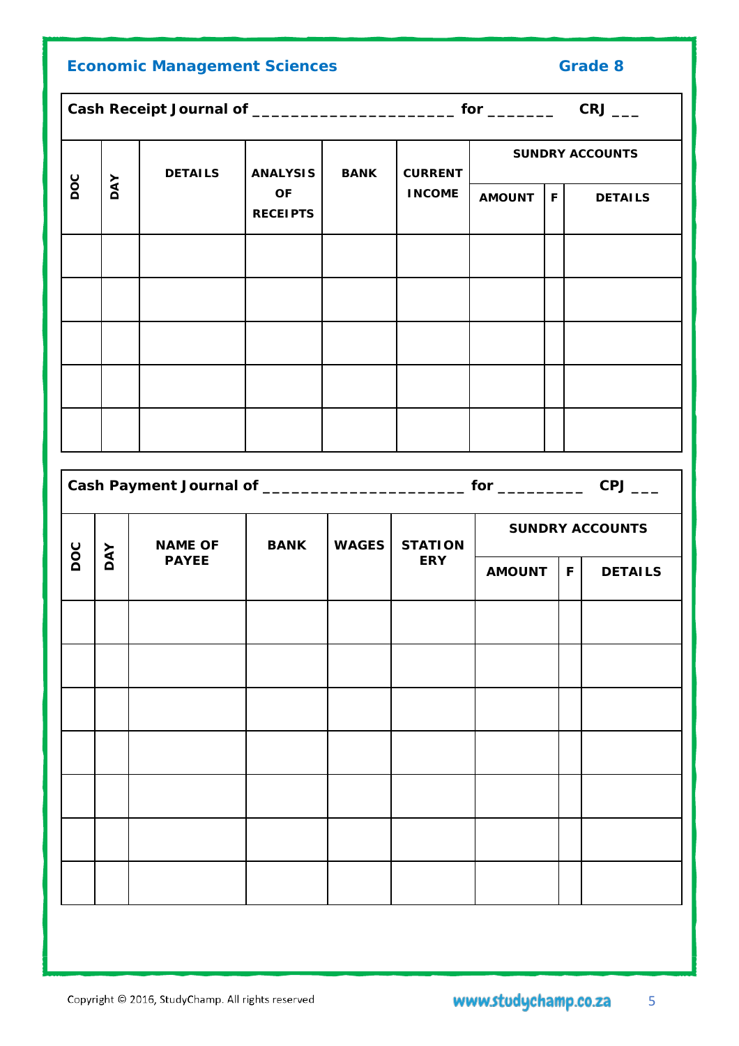**Economic Management Sciences** **Grade 8**

**Cash Receipt Journal of _____________________ for _______ CRJ ___**

| DOC | DAY | DETAILS | ANALYSIS OF RECEIPTS | BANK | CURRENT INCOME | SUNDRY ACCOUNTS | | |
|---|---|---|---|---|---|---|---|---|
| | | | | | | AMOUNT | F | DETAILS |
| | | | | | | | | |
| | | | | | | | | |
| | | | | | | | | |
| | | | | | | | | |
| | | | | | | | | |

**Cash Payment Journal of _____________________ for _________ CPJ ___**

| DOC | DAY | NAME OF PAYEE | BANK | WAGES | STATIONERY | SUNDRY ACCOUNTS | | |
|---|---|---|---|---|---|---|---|---|
| | | | | | | AMOUNT | F | DETAILS |
| | | | | | | | | |
| | | | | | | | | |
| | | | | | | | | |
| | | | | | | | | |
| | | | | | | | | |
| | | | | | | | | |
| | | | | | | | | |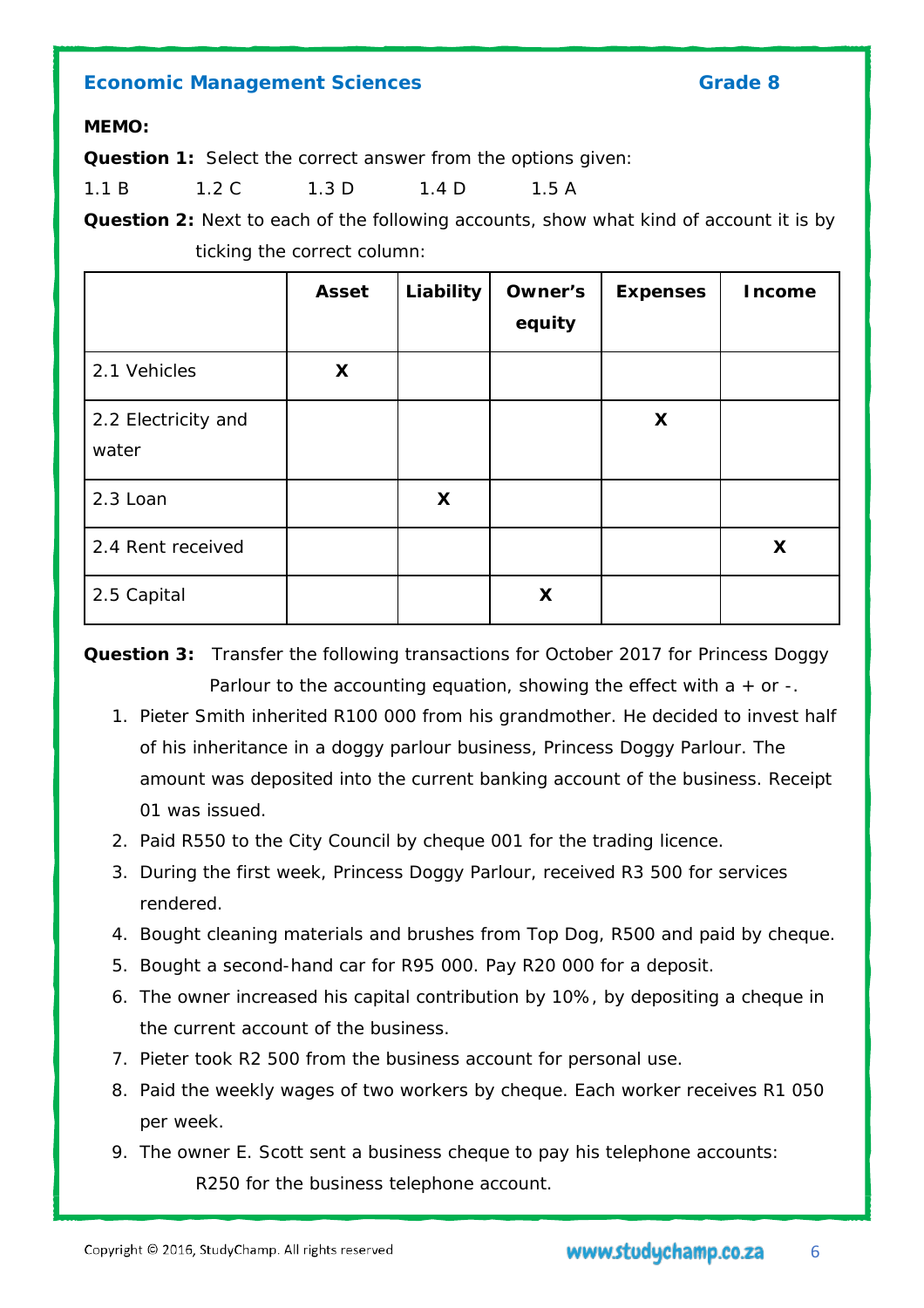**Economic Management Sciences** **Grade 8**

**MEMO:**

**Question 1:** Select the correct answer from the options given:

1.1 B  1.2 C  1.3 D  1.4 D  1.5 A

**Question 2:** Next to each of the following accounts, show what kind of account it is by ticking the correct column:

| | Asset | Liability | Owner's equity | Expenses | Income |
|---|---|---|---|---|---|
| 2.1 Vehicles | X | | | | |
| 2.2 Electricity and water | | | | X | |
| 2.3 Loan | | X | | | |
| 2.4 Rent received | | | | | X |
| 2.5 Capital | | | X | | |

**Question 3:** Transfer the following transactions for October 2017 for Princess Doggy Parlour to the accounting equation, showing the effect with a + or -.

1. Pieter Smith inherited R100 000 from his grandmother. He decided to invest half of his inheritance in a doggy parlour business, Princess Doggy Parlour. The amount was deposited into the current banking account of the business. Receipt 01 was issued.
2. Paid R550 to the City Council by cheque 001 for the trading licence.
3. During the first week, Princess Doggy Parlour, received R3 500 for services rendered.
4. Bought cleaning materials and brushes from Top Dog, R500 and paid by cheque.
5. Bought a second-hand car for R95 000. Pay R20 000 for a deposit.
6. The owner increased his capital contribution by 10%, by depositing a cheque in the current account of the business.
7. Pieter took R2 500 from the business account for personal use.
8. Paid the weekly wages of two workers by cheque. Each worker receives R1 050 per week.
9. The owner E. Scott sent a business cheque to pay his telephone accounts:

   R250 for the business telephone account.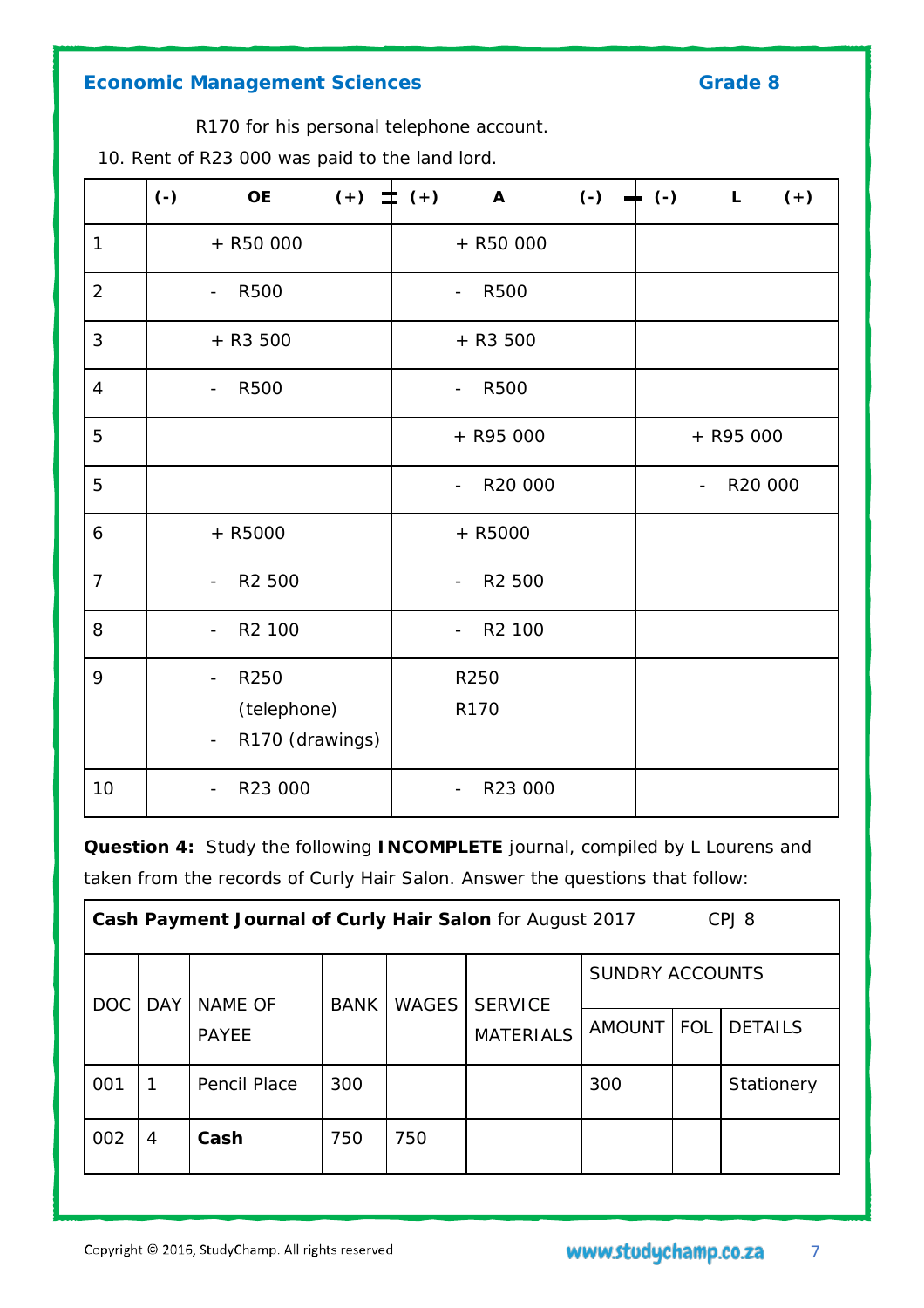R170 for his personal telephone account.

10. Rent of R23 000 was paid to the land lord.

| | (-) OE (+) | = (+) A (-) | + (-) L (+) |
|---|---|---|---|
| 1 | + R50 000 | + R50 000 | |
| 2 | - R500 | - R500 | |
| 3 | + R3 500 | + R3 500 | |
| 4 | - R500 | - R500 | |
| 5 | | + R95 000 | + R95 000 |
| 5 | | - R20 000 | - R20 000 |
| 6 | + R5000 | + R5000 | |
| 7 | - R2 500 | - R2 500 | |
| 8 | - R2 100 | - R2 100 | |
| 9 | - R250 (telephone)<br>- R170 (drawings) | R250<br>R170 | |
| 10 | - R23 000 | - R23 000 | |

**Question 4:** Study the following **INCOMPLETE** journal, compiled by L Lourens and taken from the records of Curly Hair Salon. Answer the questions that follow:

**Cash Payment Journal of Curly Hair Salon** for August 2017 CPJ 8

| DOC | DAY | NAME OF PAYEE | BANK | WAGES | SERVICE MATERIALS | SUNDRY ACCOUNTS | | |
|---|---|---|---|---|---|---|---|---|
| | | | | | | AMOUNT | FOL | DETAILS |
| 001 | 1 | Pencil Place | 300 | | | 300 | | Stationery |
| 002 | 4 | **Cash** | 750 | 750 | | | | |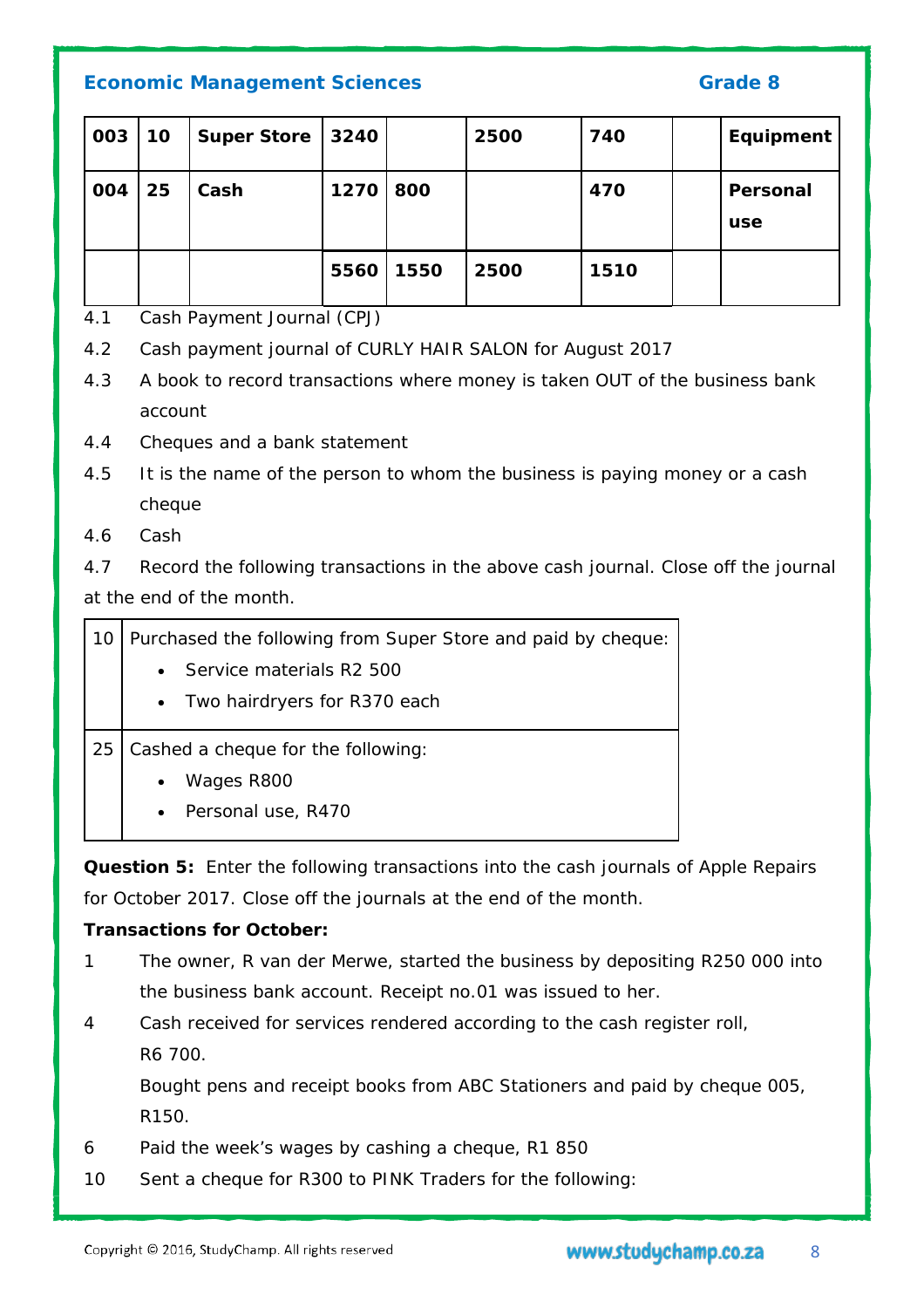| | | | | | | | | |
|---|---|---|---|---|---|---|---|---|
| **003** | **10** | **Super Store** | **3240** | | **2500** | **740** | | **Equipment** |
| **004** | **25** | **Cash** | **1270** | **800** | | **470** | | **Personal use** |
| | | | **5560** | **1550** | **2500** | **1510** | | |

4.1 Cash Payment Journal (CPJ)

4.2 Cash payment journal of CURLY HAIR SALON for August 2017

4.3 A book to record transactions where money is taken OUT of the business bank account

4.4 Cheques and a bank statement

4.5 It is the name of the person to whom the business is paying money or a cash cheque

4.6 Cash

4.7 Record the following transactions in the above cash journal. Close off the journal at the end of the month.

| | |
|---|---|
| 10 | Purchased the following from Super Store and paid by cheque:<br>• Service materials R2 500<br>• Two hairdryers for R370 each |
| 25 | Cashed a cheque for the following:<br>• Wages R800<br>• Personal use, R470 |

**Question 5:** Enter the following transactions into the cash journals of Apple Repairs for October 2017. Close off the journals at the end of the month.

**Transactions for October:**

1 The owner, R van der Merwe, started the business by depositing R250 000 into the business bank account. Receipt no.01 was issued to her.

4 Cash received for services rendered according to the cash register roll, R6 700.

Bought pens and receipt books from ABC Stationers and paid by cheque 005, R150.

6 Paid the week's wages by cashing a cheque, R1 850

10 Sent a cheque for R300 to PINK Traders for the following: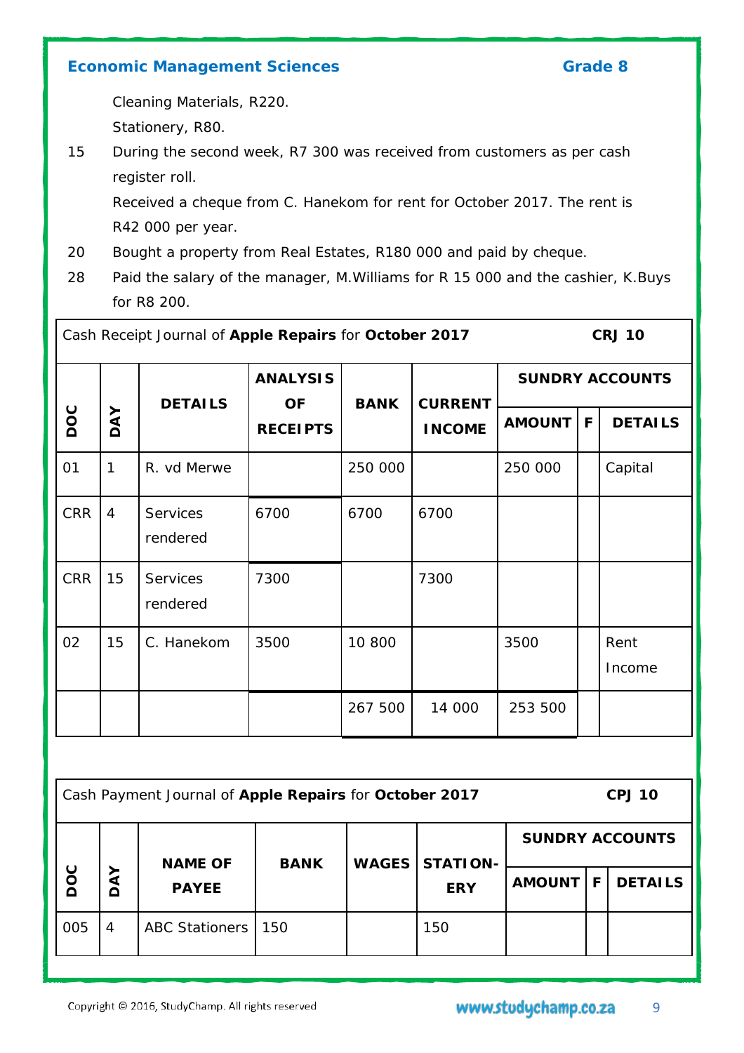Cleaning Materials, R220.

Stationery, R80.

15 During the second week, R7 300 was received from customers as per cash register roll.

Received a cheque from C. Hanekom for rent for October 2017. The rent is R42 000 per year.

20 Bought a property from Real Estates, R180 000 and paid by cheque.

28 Paid the salary of the manager, M.Williams for R 15 000 and the cashier, K.Buys for R8 200.

Cash Receipt Journal of **Apple Repairs** for **October 2017** **CRJ 10**

| DOC | DAY | DETAILS | ANALYSIS OF RECEIPTS | BANK | CURRENT INCOME | SUNDRY ACCOUNTS | | |
|---|---|---|---|---|---|---|---|---|
| | | | | | | AMOUNT | F | DETAILS |
| 01 | 1 | R. vd Merwe | | 250 000 | | 250 000 | | Capital |
| CRR | 4 | Services rendered | 6700 | 6700 | 6700 | | | |
| CRR | 15 | Services rendered | 7300 | | 7300 | | | |
| 02 | 15 | C. Hanekom | 3500 | 10 800 | | 3500 | | Rent Income |
| | | | | 267 500 | 14 000 | 253 500 | | |

Cash Payment Journal of **Apple Repairs** for **October 2017** **CPJ 10**

| DOC | DAY | NAME OF PAYEE | BANK | WAGES | STATION-ERY | SUNDRY ACCOUNTS | | |
|---|---|---|---|---|---|---|---|---|
| | | | | | | AMOUNT | F | DETAILS |
| 005 | 4 | ABC Stationers | 150 | | 150 | | | |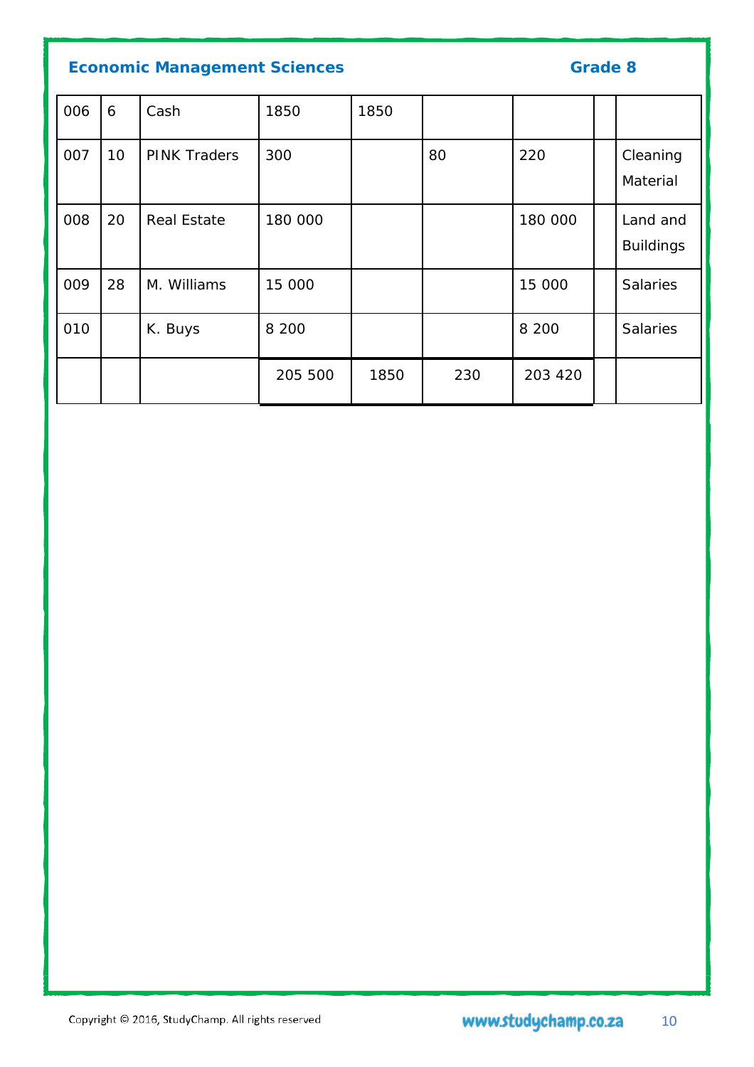| | | | | | | | | |
|---|---|---|---|---|---|---|---|---|
| 006 | 6 | Cash | 1850 | 1850 | | | | |
| 007 | 10 | PINK Traders | 300 | | 80 | 220 | | Cleaning Material |
| 008 | 20 | Real Estate | 180 000 | | | 180 000 | | Land and Buildings |
| 009 | 28 | M. Williams | 15 000 | | | 15 000 | | Salaries |
| 010 | | K. Buys | 8 200 | | | 8 200 | | Salaries |
| | | | 205 500 | 1850 | 230 | 203 420 | | |